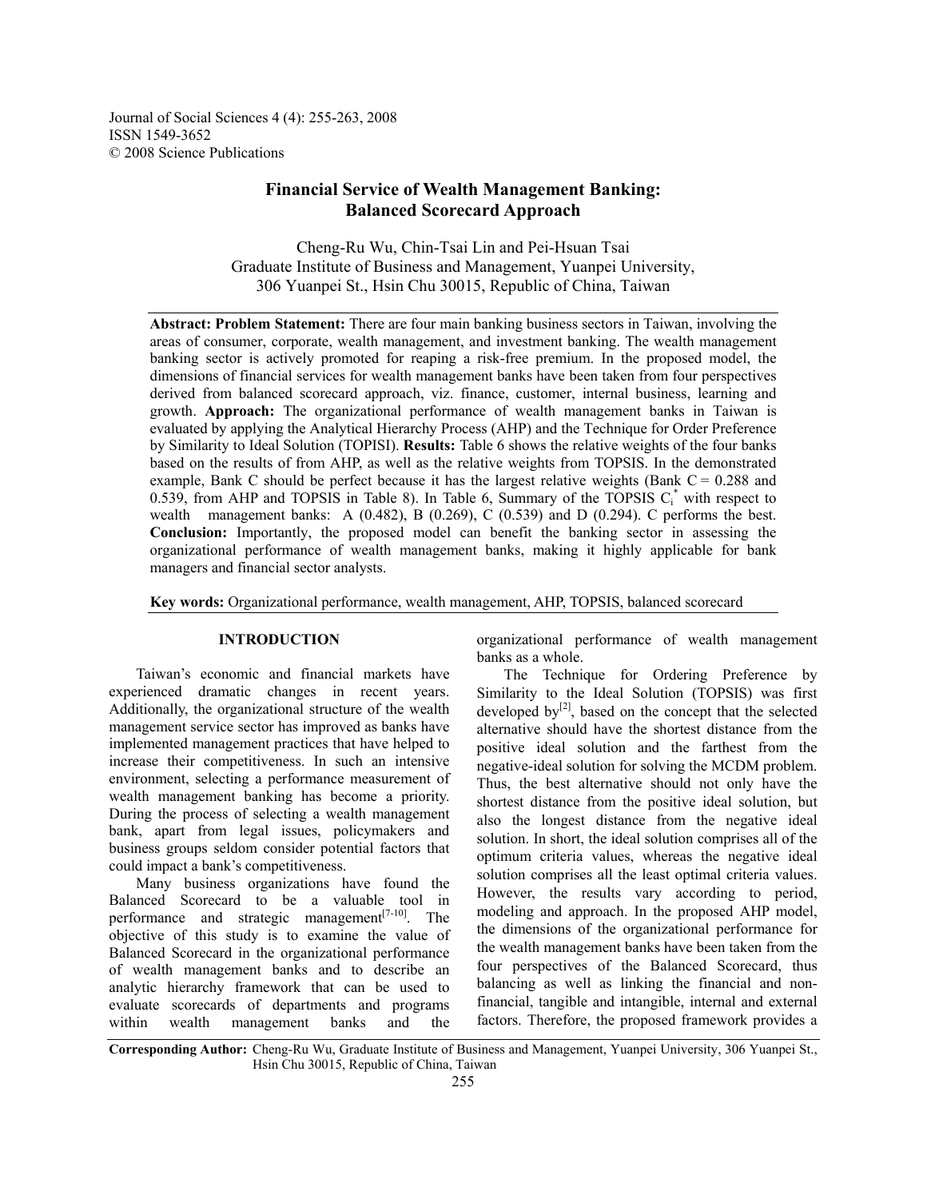Journal of Social Sciences 4 (4): 255-263, 2008
ISSN 1549-3652
© 2008 Science Publications

# Financial Service of Wealth Management Banking: Balanced Scorecard Approach

Cheng-Ru Wu, Chin-Tsai Lin and Pei-Hsuan Tsai
Graduate Institute of Business and Management, Yuanpei University,
306 Yuanpei St., Hsin Chu 30015, Republic of China, Taiwan

**Abstract: Problem Statement:** There are four main banking business sectors in Taiwan, involving the areas of consumer, corporate, wealth management, and investment banking. The wealth management banking sector is actively promoted for reaping a risk-free premium. In the proposed model, the dimensions of financial services for wealth management banks have been taken from four perspectives derived from balanced scorecard approach, viz. finance, customer, internal business, learning and growth. **Approach:** The organizational performance of wealth management banks in Taiwan is evaluated by applying the Analytical Hierarchy Process (AHP) and the Technique for Order Preference by Similarity to Ideal Solution (TOPISI). **Results:** Table 6 shows the relative weights of the four banks based on the results of from AHP, as well as the relative weights from TOPSIS. In the demonstrated example, Bank C should be perfect because it has the largest relative weights (Bank C = 0.288 and 0.539, from AHP and TOPSIS in Table 8). In Table 6, Summary of the TOPSIS $C_i^*$ with respect to wealth management banks: A (0.482), B (0.269), C (0.539) and D (0.294). C performs the best. **Conclusion:** Importantly, the proposed model can benefit the banking sector in assessing the organizational performance of wealth management banks, making it highly applicable for bank managers and financial sector analysts.

**Key words:** Organizational performance, wealth management, AHP, TOPSIS, balanced scorecard

## INTRODUCTION

Taiwan's economic and financial markets have experienced dramatic changes in recent years. Additionally, the organizational structure of the wealth management service sector has improved as banks have implemented management practices that have helped to increase their competitiveness. In such an intensive environment, selecting a performance measurement of wealth management banking has become a priority. During the process of selecting a wealth management bank, apart from legal issues, policymakers and business groups seldom consider potential factors that could impact a bank's competitiveness.

Many business organizations have found the Balanced Scorecard to be a valuable tool in performance and strategic management[7-10]. The objective of this study is to examine the value of Balanced Scorecard in the organizational performance of wealth management banks and to describe an analytic hierarchy framework that can be used to evaluate scorecards of departments and programs within wealth management banks and the organizational performance of wealth management banks as a whole.

The Technique for Ordering Preference by Similarity to the Ideal Solution (TOPSIS) was first developed by[2], based on the concept that the selected alternative should have the shortest distance from the positive ideal solution and the farthest from the negative-ideal solution for solving the MCDM problem. Thus, the best alternative should not only have the shortest distance from the positive ideal solution, but also the longest distance from the negative ideal solution. In short, the ideal solution comprises all of the optimum criteria values, whereas the negative ideal solution comprises all the least optimal criteria values. However, the results vary according to period, modeling and approach. In the proposed AHP model, the dimensions of the organizational performance for the wealth management banks have been taken from the four perspectives of the Balanced Scorecard, thus balancing as well as linking the financial and non-financial, tangible and intangible, internal and external factors. Therefore, the proposed framework provides a

**Corresponding Author:** Cheng-Ru Wu, Graduate Institute of Business and Management, Yuanpei University, 306 Yuanpei St., Hsin Chu 30015, Republic of China, Taiwan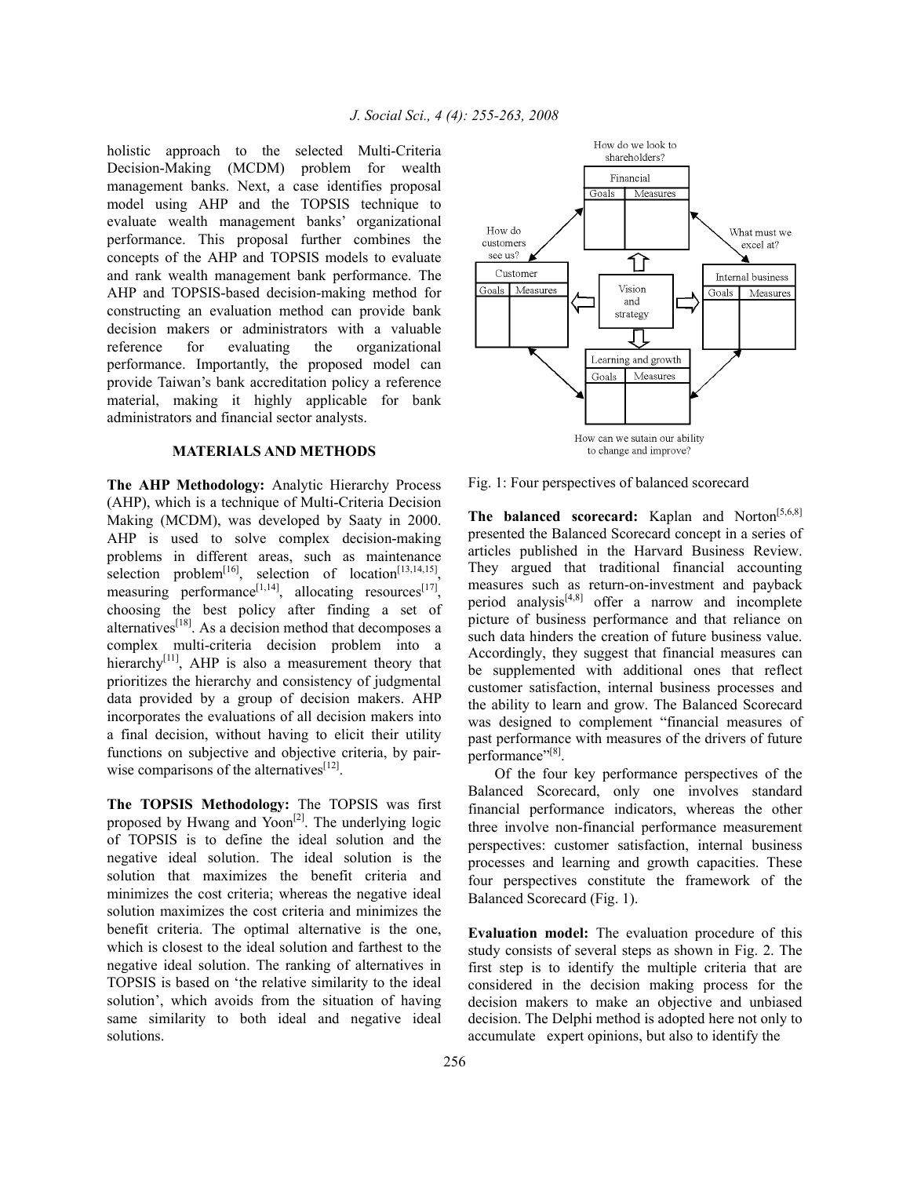holistic approach to the selected Multi-Criteria Decision-Making (MCDM) problem for wealth management banks. Next, a case identifies proposal model using AHP and the TOPSIS technique to evaluate wealth management banks' organizational performance. This proposal further combines the concepts of the AHP and TOPSIS models to evaluate and rank wealth management bank performance. The AHP and TOPSIS-based decision-making method for constructing an evaluation method can provide bank decision makers or administrators with a valuable reference for evaluating the organizational performance. Importantly, the proposed model can provide Taiwan's bank accreditation policy a reference material, making it highly applicable for bank administrators and financial sector analysts.

## MATERIALS AND METHODS

**The AHP Methodology:** Analytic Hierarchy Process (AHP), which is a technique of Multi-Criteria Decision Making (MCDM), was developed by Saaty in 2000. AHP is used to solve complex decision-making problems in different areas, such as maintenance selection problem[16], selection of location[13,14,15], measuring performance[1,14], allocating resources[17], choosing the best policy after finding a set of alternatives[18]. As a decision method that decomposes a complex multi-criteria decision problem into a hierarchy[11], AHP is also a measurement theory that prioritizes the hierarchy and consistency of judgmental data provided by a group of decision makers. AHP incorporates the evaluations of all decision makers into a final decision, without having to elicit their utility functions on subjective and objective criteria, by pair-wise comparisons of the alternatives[12].

**The TOPSIS Methodology:** The TOPSIS was first proposed by Hwang and Yoon[2]. The underlying logic of TOPSIS is to define the ideal solution and the negative ideal solution. The ideal solution is the solution that maximizes the benefit criteria and minimizes the cost criteria; whereas the negative ideal solution maximizes the cost criteria and minimizes the benefit criteria. The optimal alternative is the one, which is closest to the ideal solution and farthest to the negative ideal solution. The ranking of alternatives in TOPSIS is based on 'the relative similarity to the ideal solution', which avoids from the situation of having same similarity to both ideal and negative ideal solutions.

How do we look to shareholders?

Financial

| Goals | Measures |
|---|---|

How do customers see us?

Customer

| Goals | Measures |
|---|---|

Vision and strategy

What must we excel at?

Internal business

| Goals | Measures |
|---|---|

Learning and growth

| Goals | Measures |
|---|---|

How can we sutain our ability to change and improve?

Fig. 1: Four perspectives of balanced scorecard

**The balanced scorecard:** Kaplan and Norton[5,6,8] presented the Balanced Scorecard concept in a series of articles published in the Harvard Business Review. They argued that traditional financial accounting measures such as return-on-investment and payback period analysis[4,8] offer a narrow and incomplete picture of business performance and that reliance on such data hinders the creation of future business value. Accordingly, they suggest that financial measures can be supplemented with additional ones that reflect customer satisfaction, internal business processes and the ability to learn and grow. The Balanced Scorecard was designed to complement "financial measures of past performance with measures of the drivers of future performance"[8].

Of the four key performance perspectives of the Balanced Scorecard, only one involves standard financial performance indicators, whereas the other three involve non-financial performance measurement perspectives: customer satisfaction, internal business processes and learning and growth capacities. These four perspectives constitute the framework of the Balanced Scorecard (Fig. 1).

**Evaluation model:** The evaluation procedure of this study consists of several steps as shown in Fig. 2. The first step is to identify the multiple criteria that are considered in the decision making process for the decision makers to make an objective and unbiased decision. The Delphi method is adopted here not only to accumulate expert opinions, but also to identify the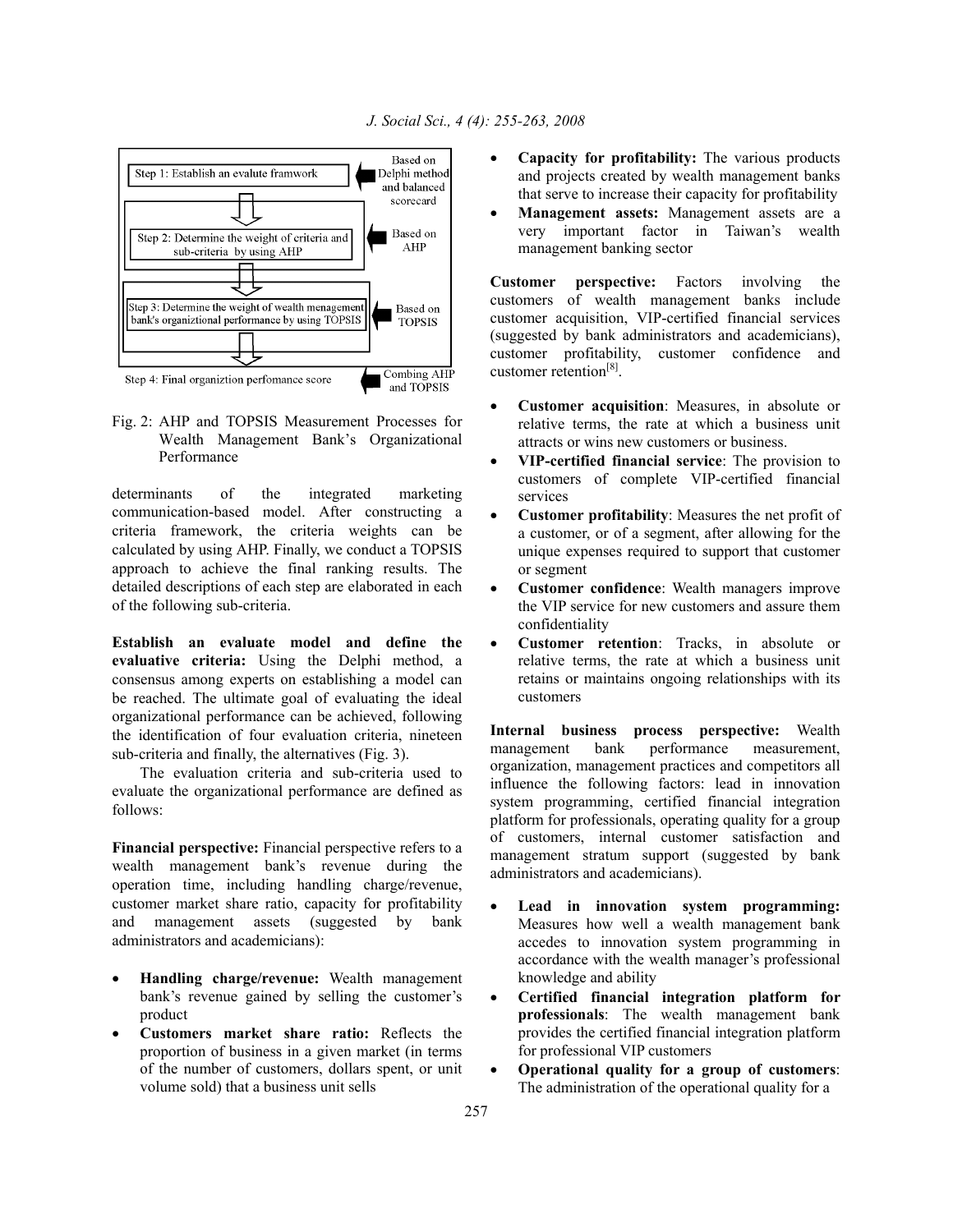Step 1: Establish an evalute framwork

Based on Delphi method and balanced scorecard

Step 2: Determine the weight of criteria and sub-criteria by using AHP

Based on AHP

Step 3: Determine the weight of wealth menagement bank's organiztional performance by using TOPSIS

Based on TOPSIS

Step 4: Final organiztion perfomance score

Combing AHP and TOPSIS

Fig. 2: AHP and TOPSIS Measurement Processes for Wealth Management Bank's Organizational Performance

determinants of the integrated marketing communication-based model. After constructing a criteria framework, the criteria weights can be calculated by using AHP. Finally, we conduct a TOPSIS approach to achieve the final ranking results. The detailed descriptions of each step are elaborated in each of the following sub-criteria.

**Establish an evaluate model and define the evaluative criteria:** Using the Delphi method, a consensus among experts on establishing a model can be reached. The ultimate goal of evaluating the ideal organizational performance can be achieved, following the identification of four evaluation criteria, nineteen sub-criteria and finally, the alternatives (Fig. 3).

The evaluation criteria and sub-criteria used to evaluate the organizational performance are defined as follows:

**Financial perspective:** Financial perspective refers to a wealth management bank's revenue during the operation time, including handling charge/revenue, customer market share ratio, capacity for profitability and management assets (suggested by bank administrators and academicians):

- **Handling charge/revenue:** Wealth management bank's revenue gained by selling the customer's product
- **Customers market share ratio:** Reflects the proportion of business in a given market (in terms of the number of customers, dollars spent, or unit volume sold) that a business unit sells
- **Capacity for profitability:** The various products and projects created by wealth management banks that serve to increase their capacity for profitability
- **Management assets:** Management assets are a very important factor in Taiwan's wealth management banking sector

**Customer perspective:** Factors involving the customers of wealth management banks include customer acquisition, VIP-certified financial services (suggested by bank administrators and academicians), customer profitability, customer confidence and customer retention[8].

- **Customer acquisition**: Measures, in absolute or relative terms, the rate at which a business unit attracts or wins new customers or business.
- **VIP-certified financial service**: The provision to customers of complete VIP-certified financial services
- **Customer profitability**: Measures the net profit of a customer, or of a segment, after allowing for the unique expenses required to support that customer or segment
- **Customer confidence**: Wealth managers improve the VIP service for new customers and assure them confidentiality
- **Customer retention**: Tracks, in absolute or relative terms, the rate at which a business unit retains or maintains ongoing relationships with its customers

**Internal business process perspective:** Wealth management bank performance measurement, organization, management practices and competitors all influence the following factors: lead in innovation system programming, certified financial integration platform for professionals, operating quality for a group of customers, internal customer satisfaction and management stratum support (suggested by bank administrators and academicians).

- **Lead in innovation system programming:** Measures how well a wealth management bank accedes to innovation system programming in accordance with the wealth manager's professional knowledge and ability
- **Certified financial integration platform for professionals**: The wealth management bank provides the certified financial integration platform for professional VIP customers
- **Operational quality for a group of customers**: The administration of the operational quality for a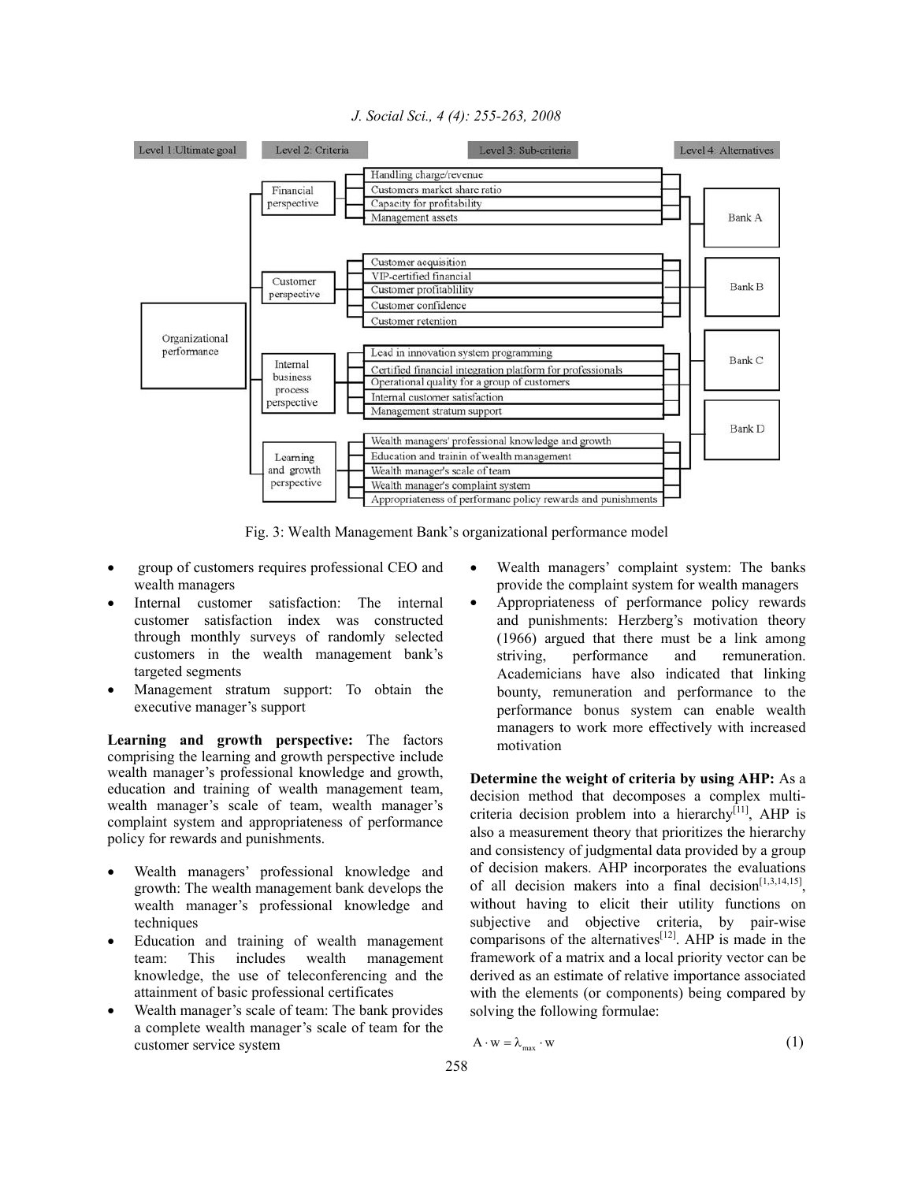Fig. 3: Wealth Management Bank's organizational performance model

- group of customers requires professional CEO and wealth managers
- Internal customer satisfaction: The internal customer satisfaction index was constructed through monthly surveys of randomly selected customers in the wealth management bank's targeted segments
- Management stratum support: To obtain the executive manager's support

**Learning and growth perspective:** The factors comprising the learning and growth perspective include wealth manager's professional knowledge and growth, education and training of wealth management team, wealth manager's scale of team, wealth manager's complaint system and appropriateness of performance policy for rewards and punishments.

- Wealth managers' professional knowledge and growth: The wealth management bank develops the wealth manager's professional knowledge and techniques
- Education and training of wealth management team: This includes wealth management knowledge, the use of teleconferencing and the attainment of basic professional certificates
- Wealth manager's scale of team: The bank provides a complete wealth manager's scale of team for the customer service system
- Wealth managers' complaint system: The banks provide the complaint system for wealth managers
- Appropriateness of performance policy rewards and punishments: Herzberg's motivation theory (1966) argued that there must be a link among striving, performance and remuneration. Academicians have also indicated that linking bounty, remuneration and performance to the performance bonus system can enable wealth managers to work more effectively with increased motivation

**Determine the weight of criteria by using AHP:** As a decision method that decomposes a complex multi-criteria decision problem into a hierarchy[11], AHP is also a measurement theory that prioritizes the hierarchy and consistency of judgmental data provided by a group of decision makers. AHP incorporates the evaluations of all decision makers into a final decision[1,3,14,15], without having to elicit their utility functions on subjective and objective criteria, by pair-wise comparisons of the alternatives[12]. AHP is made in the framework of a matrix and a local priority vector can be derived as an estimate of relative importance associated with the elements (or components) being compared by solving the following formulae:

$$A \cdot w = \lambda_{max} \cdot w \tag{1}$$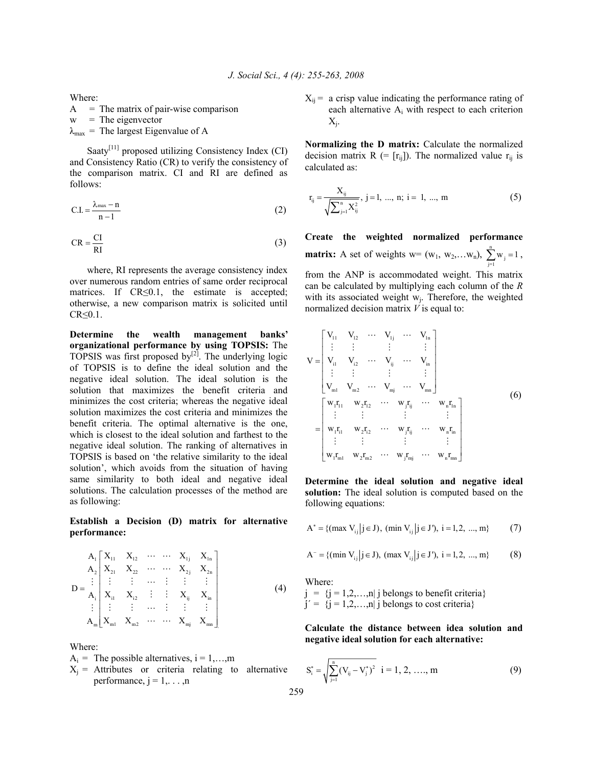Where:

A = The matrix of pair-wise comparison
w = The eigenvector
$\lambda_{max}$ = The largest Eigenvalue of A

Saaty[11] proposed utilizing Consistency Index (CI) and Consistency Ratio (CR) to verify the consistency of the comparison matrix. CI and RI are defined as follows:

$$\text{C.I.} = \frac{\lambda_{max} - n}{n - 1} \tag{2}$$

$$\text{CR} = \frac{\text{CI}}{\text{RI}} \tag{3}$$

where, RI represents the average consistency index over numerous random entries of same order reciprocal matrices. If CR≤0.1, the estimate is accepted; otherwise, a new comparison matrix is solicited until CR≤0.1.

**Determine the wealth management banks' organizational performance by using TOPSIS:** The TOPSIS was first proposed by[2]. The underlying logic of TOPSIS is to define the ideal solution and the negative ideal solution. The ideal solution is the solution that maximizes the benefit criteria and minimizes the cost criteria; whereas the negative ideal solution maximizes the cost criteria and minimizes the benefit criteria. The optimal alternative is the one, which is closest to the ideal solution and farthest to the negative ideal solution. The ranking of alternatives in TOPSIS is based on 'the relative similarity to the ideal solution', which avoids from the situation of having same similarity to both ideal and negative ideal solutions. The calculation processes of the method are as following:

**Establish a Decision (D) matrix for alternative performance:**

$$D = \begin{matrix} A_1 \\ A_2 \\ \vdots \\ A_i \\ \vdots \\ A_m \end{matrix} \begin{bmatrix} X_{11} & X_{12} & \cdots & \cdots & X_{1j} & X_{1n} \\ X_{21} & X_{22} & \cdots & \cdots & X_{2j} & X_{2n} \\ \vdots & \vdots & \cdots & \vdots & \vdots & \vdots \\ X_{i1} & X_{i2} & \vdots & \vdots & X_{ij} & X_{in} \\ \vdots & \vdots & \cdots & \vdots & \vdots & \vdots \\ X_{m1} & X_{m2} & \cdots & \cdots & X_{mj} & X_{mn} \end{bmatrix} \tag{4}$$

Where:

$A_i$ = The possible alternatives, i = 1,…,m
$X_j$ = Attributes or criteria relating to alternative performance, j = 1,. . . ,n
$X_{ij}$ = a crisp value indicating the performance rating of each alternative $A_i$ with respect to each criterion $X_j$.

**Normalizing the D matrix:** Calculate the normalized decision matrix R (= $[r_{ij}]$). The normalized value $r_{ij}$ is calculated as:

$$r_{ij} = \frac{X_{ij}}{\sqrt{\sum_{j=1}^{n} X_{ij}^2}},\ j = 1,\ ...,\ n;\ i = 1,\ ...,\ m \tag{5}$$

**Create the weighted normalized performance matrix:** A set of weights w= ($w_1$, $w_2$,…$w_n$), $\sum_{j=1}^{n} w_j = 1$, from the ANP is accommodated weight. This matrix can be calculated by multiplying each column of the *R* with its associated weight $w_j$. Therefore, the weighted normalized decision matrix *V* is equal to:

$$V = \begin{bmatrix} V_{11} & V_{12} & \cdots & V_{1j} & \cdots & V_{1n} \\ \vdots & \vdots & & \vdots & & \vdots \\ V_{i1} & V_{i2} & \cdots & V_{ij} & \cdots & V_{in} \\ \vdots & \vdots & & \vdots & & \vdots \\ V_{m1} & V_{m2} & \cdots & V_{mj} & \cdots & V_{mn} \end{bmatrix} = \begin{bmatrix} w_1 r_{11} & w_2 r_{12} & \cdots & w_j r_{ij} & \cdots & w_n r_{1n} \\ \vdots & \vdots & & \vdots & & \vdots \\ w_1 r_{i1} & w_2 r_{i2} & \cdots & w_j r_{ij} & \cdots & w_n r_{in} \\ \vdots & \vdots & & \vdots & & \vdots \\ w_1 r_{m1} & w_2 r_{m2} & \cdots & w_j r_{mj} & \cdots & w_n r_{mn} \end{bmatrix} \tag{6}$$

**Determine the ideal solution and negative ideal solution:** The ideal solution is computed based on the following equations:

$$A^* = \{(\max V_{ij} \mid j \in J),\ (\min V_{ij} \mid j \in J'),\ i = 1, 2,\ ...,\ m\} \tag{7}$$

$$A^- = \{(\min V_{ij} \mid j \in J),\ (\max V_{ij} \mid j \in J'),\ i = 1, 2,\ ...,\ m\} \tag{8}$$

Where:

j = {j = 1,2,…,n| j belongs to benefit criteria}
j′ = {j = 1,2,…,n| j belongs to cost criteria}

**Calculate the distance between idea solution and negative ideal solution for each alternative:**

$$S_i^* = \sqrt{\sum_{j=1}^{n} (V_{ij} - V_j^*)^2} \quad i = 1,\ 2,\ ….,\ m \tag{9}$$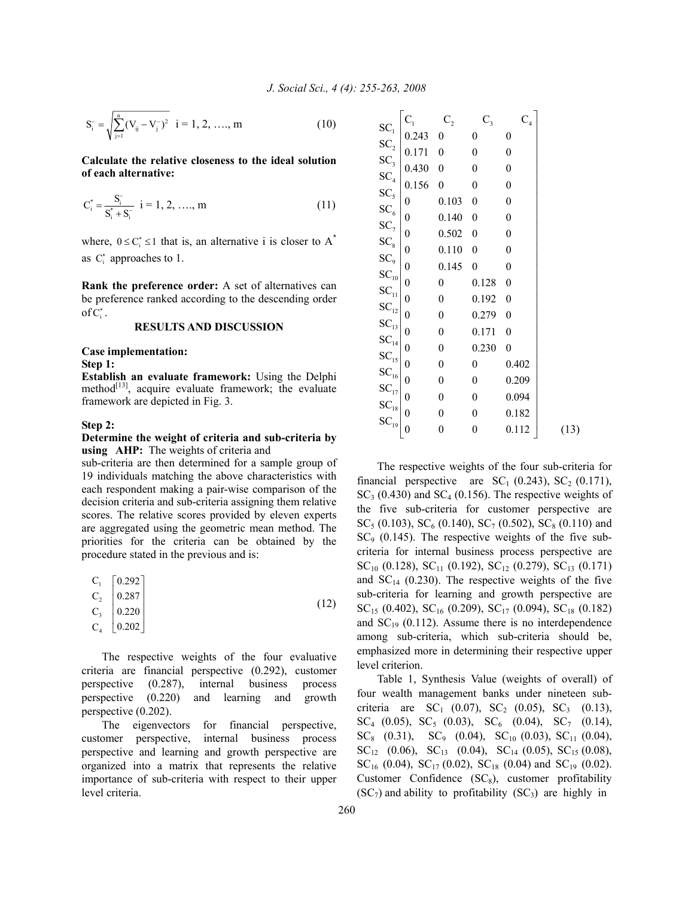$$S_i^- = \sqrt{\sum_{j=1}^{n}(V_{ij} - V_j^-)^2} \quad i = 1, 2, \ldots, m \tag{10}$$

**Calculate the relative closeness to the ideal solution of each alternative:**

$$C_i^* = \frac{S_i^-}{S_i^* + S_i^-} \quad i = 1, 2, \ldots, m \tag{11}$$

where, $0 \le C_i^* \le 1$ that is, an alternative i is closer to $A^*$ as $C_i^*$ approaches to 1.

**Rank the preference order:** A set of alternatives can be preference ranked according to the descending order of $C_i^*$.

## RESULTS AND DISCUSSION

**Case implementation:**

**Step 1:**

**Establish an evaluate framework:** Using the Delphi method[13], acquire evaluate framework; the evaluate framework are depicted in Fig. 3.

**Step 2:**

**Determine the weight of criteria and sub-criteria by using AHP:** The weights of criteria and sub-criteria are then determined for a sample group of 19 individuals matching the above characteristics with each respondent making a pair-wise comparison of the decision criteria and sub-criteria assigning them relative scores. The relative scores provided by eleven experts are aggregated using the geometric mean method. The priorities for the criteria can be obtained by the procedure stated in the previous and is:

$$\begin{matrix} C_1 \\ C_2 \\ C_3 \\ C_4 \end{matrix} \begin{bmatrix} 0.292 \\ 0.287 \\ 0.220 \\ 0.202 \end{bmatrix} \tag{12}$$

The respective weights of the four evaluative criteria are financial perspective (0.292), customer perspective (0.287), internal business process perspective (0.220) and learning and growth perspective (0.202).

The eigenvectors for financial perspective, customer perspective, internal business process perspective and learning and growth perspective are organized into a matrix that represents the relative importance of sub-criteria with respect to their upper level criteria.

$$\begin{matrix} \\ SC_1 \\ SC_2 \\ SC_3 \\ SC_4 \\ SC_5 \\ SC_6 \\ SC_7 \\ SC_8 \\ SC_9 \\ SC_{10} \\ SC_{11} \\ SC_{12} \\ SC_{13} \\ SC_{14} \\ SC_{15} \\ SC_{16} \\ SC_{17} \\ SC_{18} \\ SC_{19} \end{matrix} \begin{bmatrix} C_1 & C_2 & C_3 & C_4 \\ 0.243 & 0 & 0 & 0 \\ 0.171 & 0 & 0 & 0 \\ 0.430 & 0 & 0 & 0 \\ 0.156 & 0 & 0 & 0 \\ 0 & 0.103 & 0 & 0 \\ 0 & 0.140 & 0 & 0 \\ 0 & 0.502 & 0 & 0 \\ 0 & 0.110 & 0 & 0 \\ 0 & 0.145 & 0 & 0 \\ 0 & 0 & 0.128 & 0 \\ 0 & 0 & 0.192 & 0 \\ 0 & 0 & 0.279 & 0 \\ 0 & 0 & 0.171 & 0 \\ 0 & 0 & 0.230 & 0 \\ 0 & 0 & 0 & 0.402 \\ 0 & 0 & 0 & 0.209 \\ 0 & 0 & 0 & 0.094 \\ 0 & 0 & 0 & 0.182 \\ 0 & 0 & 0 & 0.112 \end{bmatrix} \tag{13}$$

The respective weights of the four sub-criteria for financial perspective are $SC_1$ (0.243), $SC_2$ (0.171), $SC_3$ (0.430) and $SC_4$ (0.156). The respective weights of the five sub-criteria for customer perspective are $SC_5$ (0.103), $SC_6$ (0.140), $SC_7$ (0.502), $SC_8$ (0.110) and $SC_9$ (0.145). The respective weights of the five sub-criteria for internal business process perspective are $SC_{10}$ (0.128), $SC_{11}$ (0.192), $SC_{12}$ (0.279), $SC_{13}$ (0.171) and $SC_{14}$ (0.230). The respective weights of the five sub-criteria for learning and growth perspective are $SC_{15}$ (0.402), $SC_{16}$ (0.209), $SC_{17}$ (0.094), $SC_{18}$ (0.182) and $SC_{19}$ (0.112). Assume there is no interdependence among sub-criteria, which sub-criteria should be, emphasized more in determining their respective upper level criterion.

Table 1, Synthesis Value (weights of overall) of four wealth management banks under nineteen sub-criteria are $SC_1$ (0.07), $SC_2$ (0.05), $SC_3$ (0.13), $SC_4$ (0.05), $SC_5$ (0.03), $SC_6$ (0.04), $SC_7$ (0.14), $SC_8$ (0.31), $SC_9$ (0.04), $SC_{10}$ (0.03), $SC_{11}$ (0.04), $SC_{12}$ (0.06), $SC_{13}$ (0.04), $SC_{14}$ (0.05), $SC_{15}$ (0.08), $SC_{16}$ (0.04), $SC_{17}$ (0.02), $SC_{18}$ (0.04) and $SC_{19}$ (0.02). Customer Confidence ($SC_8$), customer profitability ($SC_7$) and ability to profitability ($SC_3$) are highly in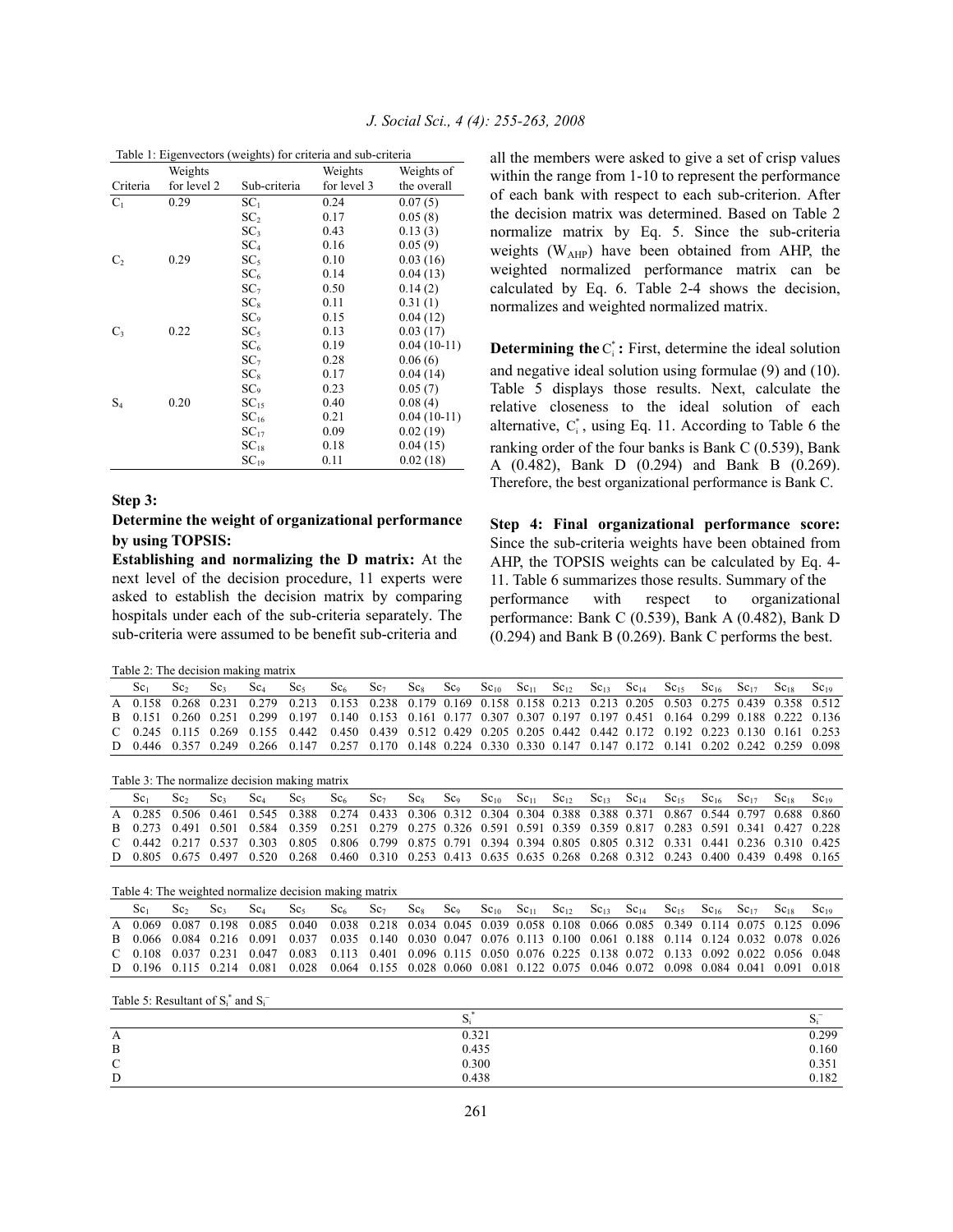Table 1: Eigenvectors (weights) for criteria and sub-criteria

| Criteria | Weights for level 2 | Sub-criteria | Weights for level 3 | Weights of the overall |
|---|---|---|---|---|
| $C_1$ | 0.29 | $SC_1$ | 0.24 | 0.07 (5) |
| | | $SC_2$ | 0.17 | 0.05 (8) |
| | | $SC_3$ | 0.43 | 0.13 (3) |
| | | $SC_4$ | 0.16 | 0.05 (9) |
| $C_2$ | 0.29 | $SC_5$ | 0.10 | 0.03 (16) |
| | | $SC_6$ | 0.14 | 0.04 (13) |
| | | $SC_7$ | 0.50 | 0.14 (2) |
| | | $SC_8$ | 0.11 | 0.31 (1) |
| | | $SC_9$ | 0.15 | 0.04 (12) |
| $C_3$ | 0.22 | $SC_5$ | 0.13 | 0.03 (17) |
| | | $SC_6$ | 0.19 | 0.04 (10-11) |
| | | $SC_7$ | 0.28 | 0.06 (6) |
| | | $SC_8$ | 0.17 | 0.04 (14) |
| | | $SC_9$ | 0.23 | 0.05 (7) |
| $S_4$ | 0.20 | $SC_{15}$ | 0.40 | 0.08 (4) |
| | | $SC_{16}$ | 0.21 | 0.04 (10-11) |
| | | $SC_{17}$ | 0.09 | 0.02 (19) |
| | | $SC_{18}$ | 0.18 | 0.04 (15) |
| | | $SC_{19}$ | 0.11 | 0.02 (18) |

### Step 3:

**Determine the weight of organizational performance by using TOPSIS:**

**Establishing and normalizing the D matrix:** At the next level of the decision procedure, 11 experts were asked to establish the decision matrix by comparing hospitals under each of the sub-criteria separately. The sub-criteria were assumed to be benefit sub-criteria and all the members were asked to give a set of crisp values within the range from 1-10 to represent the performance of each bank with respect to each sub-criterion. After the decision matrix was determined. Based on Table 2 normalize matrix by Eq. 5. Since the sub-criteria weights ($W_{AHP}$) have been obtained from AHP, the weighted normalized performance matrix can be calculated by Eq. 6. Table 2-4 shows the decision, normalizes and weighted normalized matrix.

**Determining the $C_i^*$:** First, determine the ideal solution and negative ideal solution using formulae (9) and (10). Table 5 displays those results. Next, calculate the relative closeness to the ideal solution of each alternative, $C_i^*$, using Eq. 11. According to Table 6 the ranking order of the four banks is Bank C (0.539), Bank A (0.482), Bank D (0.294) and Bank B (0.269). Therefore, the best organizational performance is Bank C.

**Step 4: Final organizational performance score:** Since the sub-criteria weights have been obtained from AHP, the TOPSIS weights can be calculated by Eq. 4-11. Table 6 summarizes those results. Summary of the performance with respect to organizational performance: Bank C (0.539), Bank A (0.482), Bank D (0.294) and Bank B (0.269). Bank C performs the best.

Table 2: The decision making matrix

| | $Sc_1$ | $Sc_2$ | $Sc_3$ | $Sc_4$ | $Sc_5$ | $Sc_6$ | $Sc_7$ | $Sc_8$ | $Sc_9$ | $Sc_{10}$ | $Sc_{11}$ | $Sc_{12}$ | $Sc_{13}$ | $Sc_{14}$ | $Sc_{15}$ | $Sc_{16}$ | $Sc_{17}$ | $Sc_{18}$ | $Sc_{19}$ |
|---|---|---|---|---|---|---|---|---|---|---|---|---|---|---|---|---|---|---|---|
| A | 0.158 | 0.268 | 0.231 | 0.279 | 0.213 | 0.153 | 0.238 | 0.179 | 0.169 | 0.158 | 0.158 | 0.213 | 0.213 | 0.205 | 0.503 | 0.275 | 0.439 | 0.358 | 0.512 |
| B | 0.151 | 0.260 | 0.251 | 0.299 | 0.197 | 0.140 | 0.153 | 0.161 | 0.177 | 0.307 | 0.307 | 0.197 | 0.197 | 0.451 | 0.164 | 0.299 | 0.188 | 0.222 | 0.136 |
| C | 0.245 | 0.115 | 0.269 | 0.155 | 0.442 | 0.450 | 0.439 | 0.512 | 0.429 | 0.205 | 0.205 | 0.442 | 0.442 | 0.172 | 0.192 | 0.223 | 0.130 | 0.161 | 0.253 |
| D | 0.446 | 0.357 | 0.249 | 0.266 | 0.147 | 0.257 | 0.170 | 0.148 | 0.224 | 0.330 | 0.330 | 0.147 | 0.147 | 0.172 | 0.141 | 0.202 | 0.242 | 0.259 | 0.098 |

Table 3: The normalize decision making matrix

| | $Sc_1$ | $Sc_2$ | $Sc_3$ | $Sc_4$ | $Sc_5$ | $Sc_6$ | $Sc_7$ | $Sc_8$ | $Sc_9$ | $Sc_{10}$ | $Sc_{11}$ | $Sc_{12}$ | $Sc_{13}$ | $Sc_{14}$ | $Sc_{15}$ | $Sc_{16}$ | $Sc_{17}$ | $Sc_{18}$ | $Sc_{19}$ |
|---|---|---|---|---|---|---|---|---|---|---|---|---|---|---|---|---|---|---|---|
| A | 0.285 | 0.506 | 0.461 | 0.545 | 0.388 | 0.274 | 0.433 | 0.306 | 0.312 | 0.304 | 0.304 | 0.388 | 0.388 | 0.371 | 0.867 | 0.544 | 0.797 | 0.688 | 0.860 |
| B | 0.273 | 0.491 | 0.501 | 0.584 | 0.359 | 0.251 | 0.279 | 0.275 | 0.326 | 0.591 | 0.591 | 0.359 | 0.359 | 0.817 | 0.283 | 0.591 | 0.341 | 0.427 | 0.228 |
| C | 0.442 | 0.217 | 0.537 | 0.303 | 0.805 | 0.806 | 0.799 | 0.875 | 0.791 | 0.394 | 0.394 | 0.805 | 0.805 | 0.312 | 0.331 | 0.441 | 0.236 | 0.310 | 0.425 |
| D | 0.805 | 0.675 | 0.497 | 0.520 | 0.268 | 0.460 | 0.310 | 0.253 | 0.413 | 0.635 | 0.635 | 0.268 | 0.268 | 0.312 | 0.243 | 0.400 | 0.439 | 0.498 | 0.165 |

Table 4: The weighted normalize decision making matrix

| | $Sc_1$ | $Sc_2$ | $Sc_3$ | $Sc_4$ | $Sc_5$ | $Sc_6$ | $Sc_7$ | $Sc_8$ | $Sc_9$ | $Sc_{10}$ | $Sc_{11}$ | $Sc_{12}$ | $Sc_{13}$ | $Sc_{14}$ | $Sc_{15}$ | $Sc_{16}$ | $Sc_{17}$ | $Sc_{18}$ | $Sc_{19}$ |
|---|---|---|---|---|---|---|---|---|---|---|---|---|---|---|---|---|---|---|---|
| A | 0.069 | 0.087 | 0.198 | 0.085 | 0.040 | 0.038 | 0.218 | 0.034 | 0.045 | 0.039 | 0.058 | 0.108 | 0.066 | 0.085 | 0.349 | 0.114 | 0.075 | 0.125 | 0.096 |
| B | 0.066 | 0.084 | 0.216 | 0.091 | 0.037 | 0.035 | 0.140 | 0.030 | 0.047 | 0.076 | 0.113 | 0.100 | 0.061 | 0.188 | 0.114 | 0.124 | 0.032 | 0.078 | 0.026 |
| C | 0.108 | 0.037 | 0.231 | 0.047 | 0.083 | 0.113 | 0.401 | 0.096 | 0.115 | 0.050 | 0.076 | 0.225 | 0.138 | 0.072 | 0.133 | 0.092 | 0.022 | 0.056 | 0.048 |
| D | 0.196 | 0.115 | 0.214 | 0.081 | 0.028 | 0.064 | 0.155 | 0.028 | 0.060 | 0.081 | 0.122 | 0.075 | 0.046 | 0.072 | 0.098 | 0.084 | 0.041 | 0.091 | 0.018 |

Table 5: Resultant of $S_i^*$ and $S_i^-$

| | $S_i^*$ | $S_i^-$ |
|---|---|---|
| A | 0.321 | 0.299 |
| B | 0.435 | 0.160 |
| C | 0.300 | 0.351 |
| D | 0.438 | 0.182 |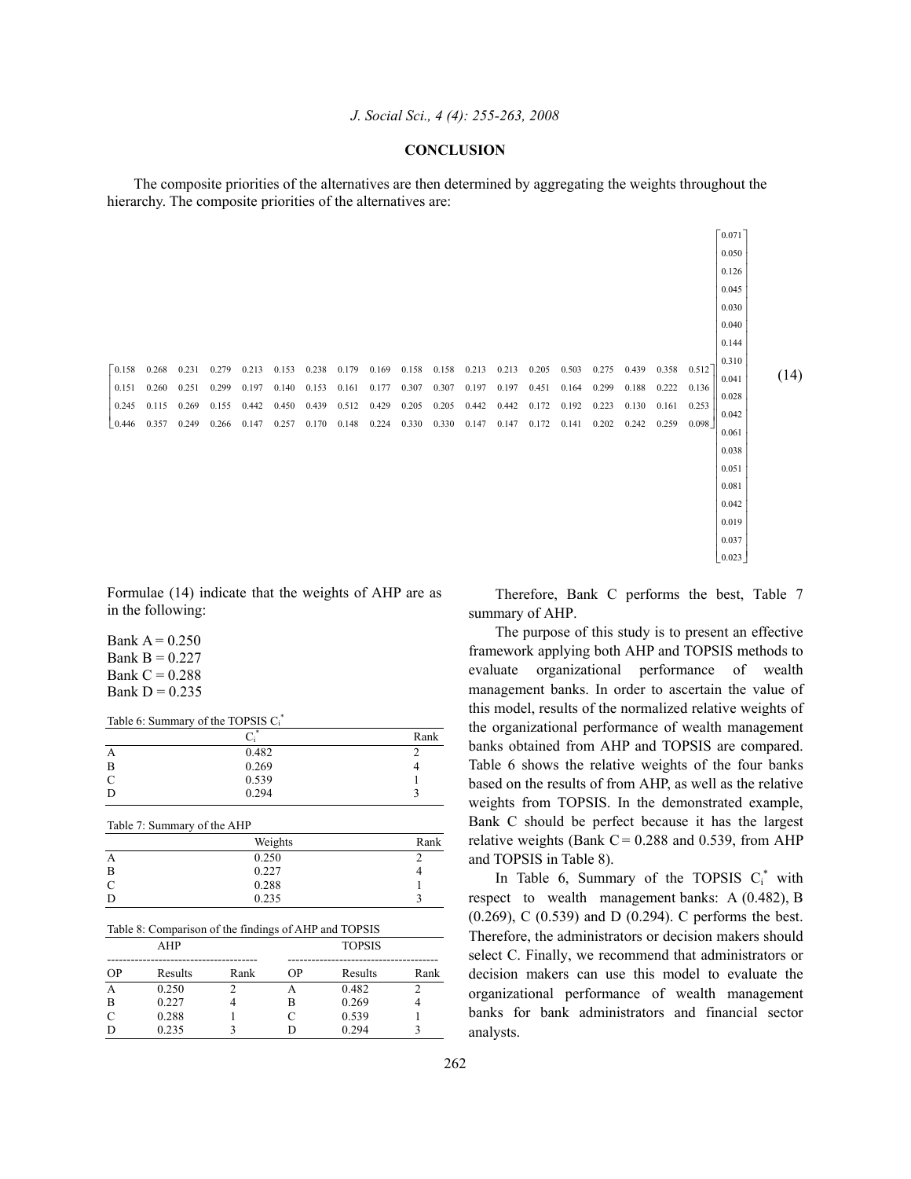## CONCLUSION

The composite priorities of the alternatives are then determined by aggregating the weights throughout the hierarchy. The composite priorities of the alternatives are:

$$
\begin{bmatrix}
0.158 & 0.268 & 0.231 & 0.279 & 0.213 & 0.153 & 0.238 & 0.179 & 0.169 & 0.158 & 0.158 & 0.213 & 0.213 & 0.205 & 0.503 & 0.275 & 0.439 & 0.358 & 0.512 \\
0.151 & 0.260 & 0.251 & 0.299 & 0.197 & 0.140 & 0.153 & 0.161 & 0.177 & 0.307 & 0.307 & 0.197 & 0.197 & 0.451 & 0.164 & 0.299 & 0.188 & 0.222 & 0.136 \\
0.245 & 0.115 & 0.269 & 0.155 & 0.442 & 0.450 & 0.439 & 0.512 & 0.429 & 0.205 & 0.205 & 0.442 & 0.442 & 0.172 & 0.192 & 0.223 & 0.130 & 0.161 & 0.253 \\
0.446 & 0.357 & 0.249 & 0.266 & 0.147 & 0.257 & 0.170 & 0.148 & 0.224 & 0.330 & 0.330 & 0.147 & 0.147 & 0.172 & 0.141 & 0.202 & 0.242 & 0.259 & 0.098
\end{bmatrix}
\begin{bmatrix}
0.071 \\ 0.050 \\ 0.126 \\ 0.045 \\ 0.030 \\ 0.040 \\ 0.144 \\ 0.310 \\ 0.041 \\ 0.028 \\ 0.042 \\ 0.061 \\ 0.038 \\ 0.051 \\ 0.081 \\ 0.042 \\ 0.019 \\ 0.037 \\ 0.023
\end{bmatrix}
\quad (14)
$$

Formulae (14) indicate that the weights of AHP are as in the following:

Bank A = 0.250
Bank B = 0.227
Bank C = 0.288
Bank D = 0.235

Table 6: Summary of the TOPSIS $C_i^*$

| | $C_i^*$ | Rank |
|---|---|---|
| A | 0.482 | 2 |
| B | 0.269 | 4 |
| C | 0.539 | 1 |
| D | 0.294 | 3 |

Table 7: Summary of the AHP

| | Weights | Rank |
|---|---|---|
| A | 0.250 | 2 |
| B | 0.227 | 4 |
| C | 0.288 | 1 |
| D | 0.235 | 3 |

Table 8: Comparison of the findings of AHP and TOPSIS

| AHP | | | TOPSIS | | |
|---|---|---|---|---|---|
| OP | Results | Rank | OP | Results | Rank |
| A | 0.250 | 2 | A | 0.482 | 2 |
| B | 0.227 | 4 | B | 0.269 | 4 |
| C | 0.288 | 1 | C | 0.539 | 1 |
| D | 0.235 | 3 | D | 0.294 | 3 |

Therefore, Bank C performs the best, Table 7 summary of AHP.

The purpose of this study is to present an effective framework applying both AHP and TOPSIS methods to evaluate organizational performance of wealth management banks. In order to ascertain the value of this model, results of the normalized relative weights of the organizational performance of wealth management banks obtained from AHP and TOPSIS are compared. Table 6 shows the relative weights of the four banks based on the results of from AHP, as well as the relative weights from TOPSIS. In the demonstrated example, Bank C should be perfect because it has the largest relative weights (Bank C = 0.288 and 0.539, from AHP and TOPSIS in Table 8).

In Table 6, Summary of the TOPSIS $C_i^*$ with respect to wealth management banks: A (0.482), B (0.269), C (0.539) and D (0.294). C performs the best. Therefore, the administrators or decision makers should select C. Finally, we recommend that administrators or decision makers can use this model to evaluate the organizational performance of wealth management banks for bank administrators and financial sector analysts.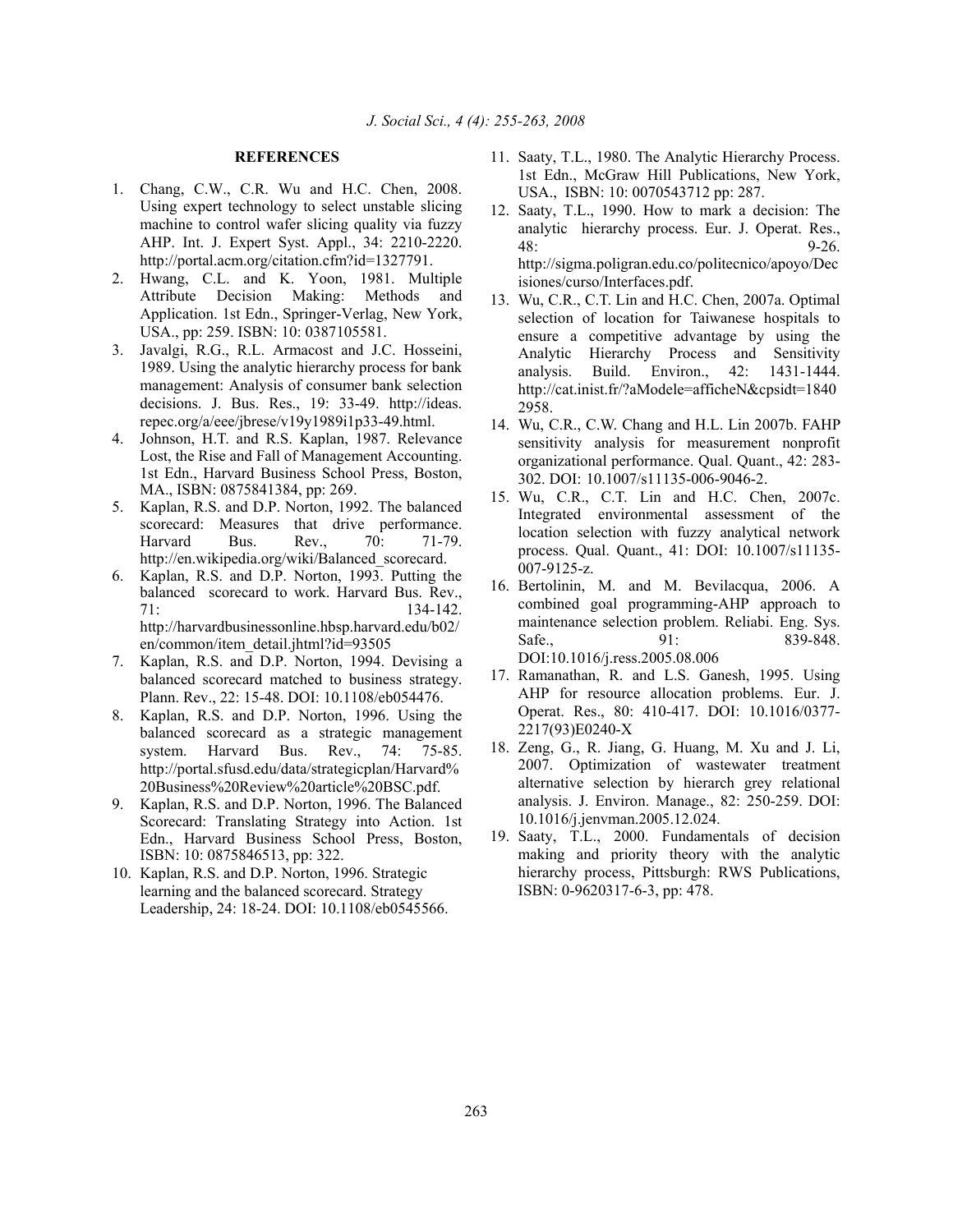## REFERENCES

1. Chang, C.W., C.R. Wu and H.C. Chen, 2008. Using expert technology to select unstable slicing machine to control wafer slicing quality via fuzzy AHP. Int. J. Expert Syst. Appl., 34: 2210-2220. http://portal.acm.org/citation.cfm?id=1327791.
2. Hwang, C.L. and K. Yoon, 1981. Multiple Attribute Decision Making: Methods and Application. 1st Edn., Springer-Verlag, New York, USA., pp: 259. ISBN: 10: 0387105581.
3. Javalgi, R.G., R.L. Armacost and J.C. Hosseini, 1989. Using the analytic hierarchy process for bank management: Analysis of consumer bank selection decisions. J. Bus. Res., 19: 33-49. http://ideas.repec.org/a/eee/jbrese/v19y1989i1p33-49.html.
4. Johnson, H.T. and R.S. Kaplan, 1987. Relevance Lost, the Rise and Fall of Management Accounting. 1st Edn., Harvard Business School Press, Boston, MA., ISBN: 0875841384, pp: 269.
5. Kaplan, R.S. and D.P. Norton, 1992. The balanced scorecard: Measures that drive performance. Harvard Bus. Rev., 70: 71-79. http://en.wikipedia.org/wiki/Balanced_scorecard.
6. Kaplan, R.S. and D.P. Norton, 1993. Putting the balanced scorecard to work. Harvard Bus. Rev., 71: 134-142. http://harvardbusinessonline.hbsp.harvard.edu/b02/en/common/item_detail.jhtml?id=93505
7. Kaplan, R.S. and D.P. Norton, 1994. Devising a balanced scorecard matched to business strategy. Plann. Rev., 22: 15-48. DOI: 10.1108/eb054476.
8. Kaplan, R.S. and D.P. Norton, 1996. Using the balanced scorecard as a strategic management system. Harvard Bus. Rev., 74: 75-85. http://portal.sfusd.edu/data/strategicplan/Harvard%20Business%20Review%20article%20BSC.pdf.
9. Kaplan, R.S. and D.P. Norton, 1996. The Balanced Scorecard: Translating Strategy into Action. 1st Edn., Harvard Business School Press, Boston, ISBN: 10: 0875846513, pp: 322.
10. Kaplan, R.S. and D.P. Norton, 1996. Strategic learning and the balanced scorecard. Strategy Leadership, 24: 18-24. DOI: 10.1108/eb0545566.
11. Saaty, T.L., 1980. The Analytic Hierarchy Process. 1st Edn., McGraw Hill Publications, New York, USA., ISBN: 10: 0070543712 pp: 287.
12. Saaty, T.L., 1990. How to mark a decision: The analytic hierarchy process. Eur. J. Operat. Res., 48: 9-26. http://sigma.poligran.edu.co/politecnico/apoyo/Decisiones/curso/Interfaces.pdf.
13. Wu, C.R., C.T. Lin and H.C. Chen, 2007a. Optimal selection of location for Taiwanese hospitals to ensure a competitive advantage by using the Analytic Hierarchy Process and Sensitivity analysis. Build. Environ., 42: 1431-1444. http://cat.inist.fr/?aModele=afficheN&cpsidt=18402958.
14. Wu, C.R., C.W. Chang and H.L. Lin 2007b. FAHP sensitivity analysis for measurement nonprofit organizational performance. Qual. Quant., 42: 283-302. DOI: 10.1007/s11135-006-9046-2.
15. Wu, C.R., C.T. Lin and H.C. Chen, 2007c. Integrated environmental assessment of the location selection with fuzzy analytical network process. Qual. Quant., 41: DOI: 10.1007/s11135-007-9125-z.
16. Bertolinin, M. and M. Bevilacqua, 2006. A combined goal programming-AHP approach to maintenance selection problem. Reliabi. Eng. Sys. Safe., 91: 839-848. DOI:10.1016/j.ress.2005.08.006
17. Ramanathan, R. and L.S. Ganesh, 1995. Using AHP for resource allocation problems. Eur. J. Operat. Res., 80: 410-417. DOI: 10.1016/0377-2217(93)E0240-X
18. Zeng, G., R. Jiang, G. Huang, M. Xu and J. Li, 2007. Optimization of wastewater treatment alternative selection by hierarch grey relational analysis. J. Environ. Manage., 82: 250-259. DOI: 10.1016/j.jenvman.2005.12.024.
19. Saaty, T.L., 2000. Fundamentals of decision making and priority theory with the analytic hierarchy process, Pittsburgh: RWS Publications, ISBN: 0-9620317-6-3, pp: 478.